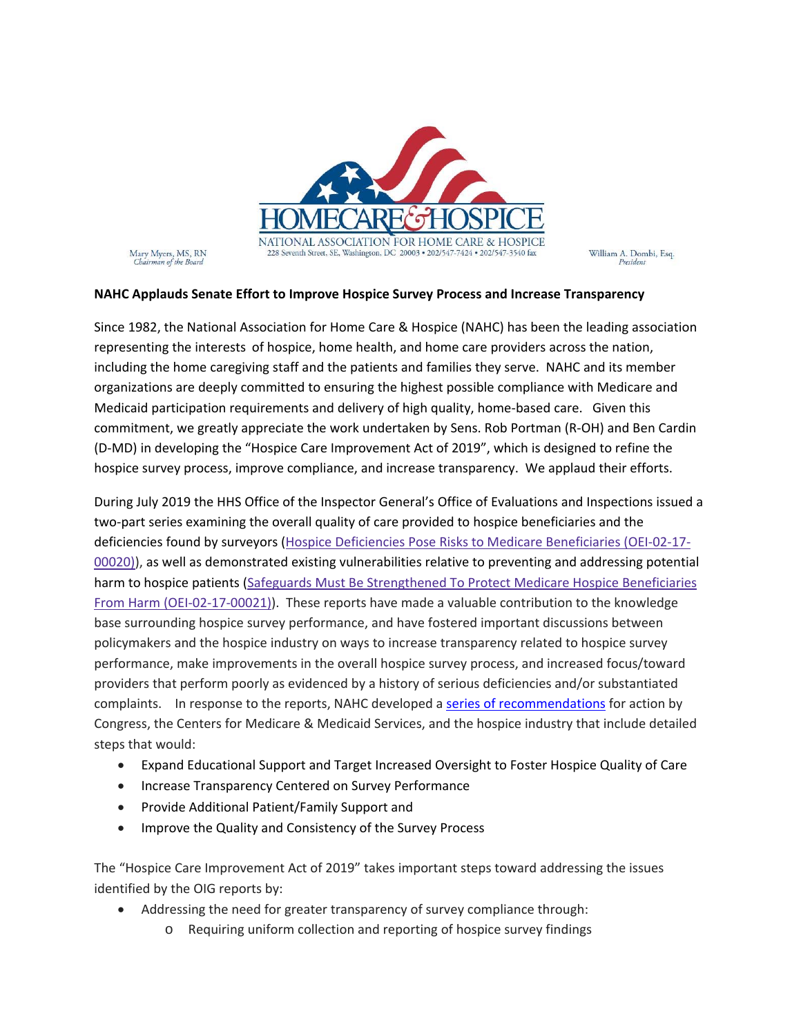HOMECARE & HOSPICE

NATIONAL ASSOCIATION FOR HOME CARE & HOSPICE
228 Seventh Street, SE, Washington, DC 20003 • 202/547-7424 • 202/547-3540 fax

Mary Myers, MS, RN
*Chairman of the Board*

William A. Dombi, Esq.
*President*

**NAHC Applauds Senate Effort to Improve Hospice Survey Process and Increase Transparency**

Since 1982, the National Association for Home Care & Hospice (NAHC) has been the leading association representing the interests of hospice, home health, and home care providers across the nation, including the home caregiving staff and the patients and families they serve. NAHC and its member organizations are deeply committed to ensuring the highest possible compliance with Medicare and Medicaid participation requirements and delivery of high quality, home-based care. Given this commitment, we greatly appreciate the work undertaken by Sens. Rob Portman (R-OH) and Ben Cardin (D-MD) in developing the "Hospice Care Improvement Act of 2019", which is designed to refine the hospice survey process, improve compliance, and increase transparency. We applaud their efforts.

During July 2019 the HHS Office of the Inspector General's Office of Evaluations and Inspections issued a two-part series examining the overall quality of care provided to hospice beneficiaries and the deficiencies found by surveyors (Hospice Deficiencies Pose Risks to Medicare Beneficiaries (OEI-02-17-00020)), as well as demonstrated existing vulnerabilities relative to preventing and addressing potential harm to hospice patients (Safeguards Must Be Strengthened To Protect Medicare Hospice Beneficiaries From Harm (OEI-02-17-00021)). These reports have made a valuable contribution to the knowledge base surrounding hospice survey performance, and have fostered important discussions between policymakers and the hospice industry on ways to increase transparency related to hospice survey performance, make improvements in the overall hospice survey process, and increased focus/toward providers that perform poorly as evidenced by a history of serious deficiencies and/or substantiated complaints. In response to the reports, NAHC developed a series of recommendations for action by Congress, the Centers for Medicare & Medicaid Services, and the hospice industry that include detailed steps that would:

- Expand Educational Support and Target Increased Oversight to Foster Hospice Quality of Care
- Increase Transparency Centered on Survey Performance
- Provide Additional Patient/Family Support and
- Improve the Quality and Consistency of the Survey Process

The "Hospice Care Improvement Act of 2019" takes important steps toward addressing the issues identified by the OIG reports by:

- Addressing the need for greater transparency of survey compliance through:
    - Requiring uniform collection and reporting of hospice survey findings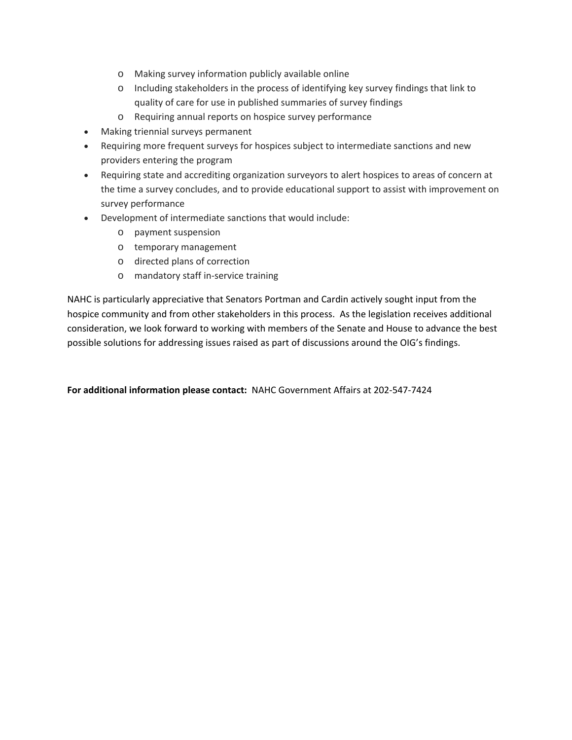- Making survey information publicly available online
  - Including stakeholders in the process of identifying key survey findings that link to quality of care for use in published summaries of survey findings
  - Requiring annual reports on hospice survey performance
- Making triennial surveys permanent
- Requiring more frequent surveys for hospices subject to intermediate sanctions and new providers entering the program
- Requiring state and accrediting organization surveyors to alert hospices to areas of concern at the time a survey concludes, and to provide educational support to assist with improvement on survey performance
- Development of intermediate sanctions that would include:
  - payment suspension
  - temporary management
  - directed plans of correction
  - mandatory staff in-service training

NAHC is particularly appreciative that Senators Portman and Cardin actively sought input from the hospice community and from other stakeholders in this process. As the legislation receives additional consideration, we look forward to working with members of the Senate and House to advance the best possible solutions for addressing issues raised as part of discussions around the OIG's findings.

**For additional information please contact:** NAHC Government Affairs at 202-547-7424